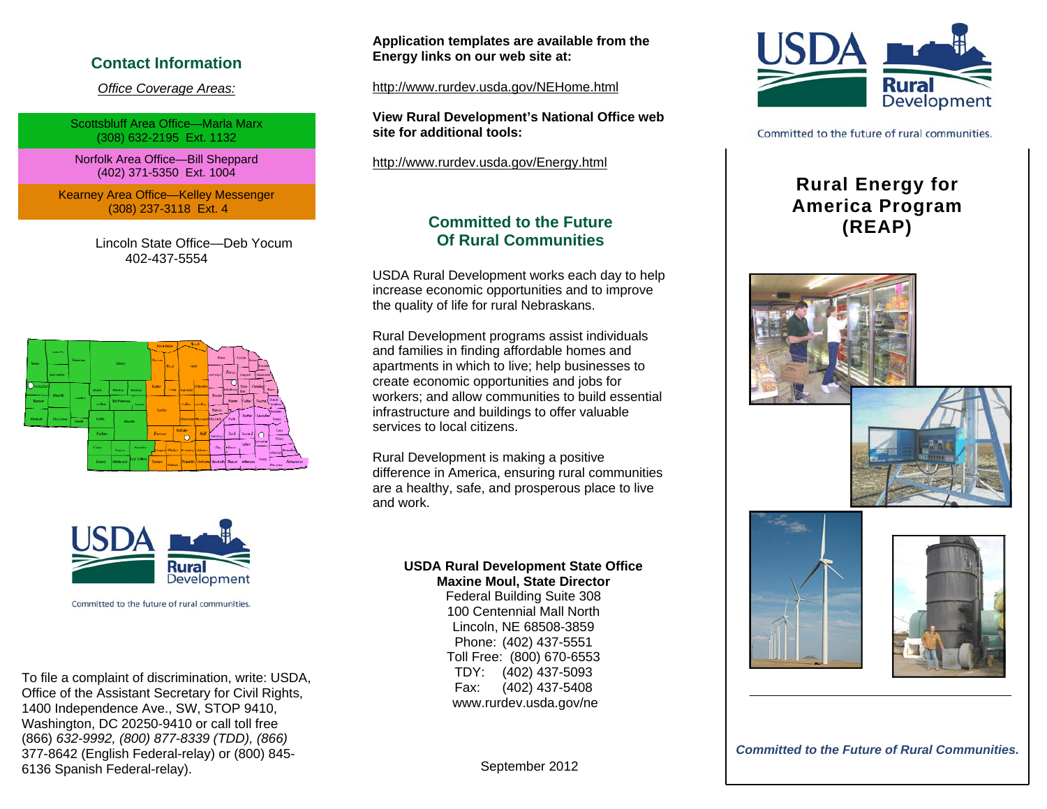## Contact Information

*Office Coverage Areas:*

Scottsbluff Area Office—Marla Marx
(308) 632-2195 Ext. 1132

Norfolk Area Office—Bill Sheppard
(402) 371-5350 Ext. 1004

Kearney Area Office—Kelley Messenger
(308) 237-3118 Ext. 4

Lincoln State Office—Deb Yocum
402-437-5554

Committed to the future of rural communities.

To file a complaint of discrimination, write: USDA, Office of the Assistant Secretary for Civil Rights, 1400 Independence Ave., SW, STOP 9410, Washington, DC 20250-9410 or call toll free (866) *632-9992, (800) 877-8339 (TDD), (866)* 377-8642 (English Federal-relay) or (800) 845-6136 Spanish Federal-relay).

**Application templates are available from the Energy links on our web site at:**

http://www.rurdev.usda.gov/NEHome.html

**View Rural Development's National Office web site for additional tools:**

http://www.rurdev.usda.gov/Energy.html

## Committed to the Future Of Rural Communities

USDA Rural Development works each day to help increase economic opportunities and to improve the quality of life for rural Nebraskans.

Rural Development programs assist individuals and families in finding affordable homes and apartments in which to live; help businesses to create economic opportunities and jobs for workers; and allow communities to build essential infrastructure and buildings to offer valuable services to local citizens.

Rural Development is making a positive difference in America, ensuring rural communities are a healthy, safe, and prosperous place to live and work.

**USDA Rural Development State Office**
**Maxine Moul, State Director**
Federal Building Suite 308
100 Centennial Mall North
Lincoln, NE 68508-3859
Phone: (402) 437-5551
Toll Free: (800) 670-6553
TDY: (402) 437-5093
Fax: (402) 437-5408
www.rurdev.usda.gov/ne

September 2012

USDA Rural Development

Committed to the future of rural communities.

# Rural Energy for America Program (REAP)

***Committed to the Future of Rural Communities.***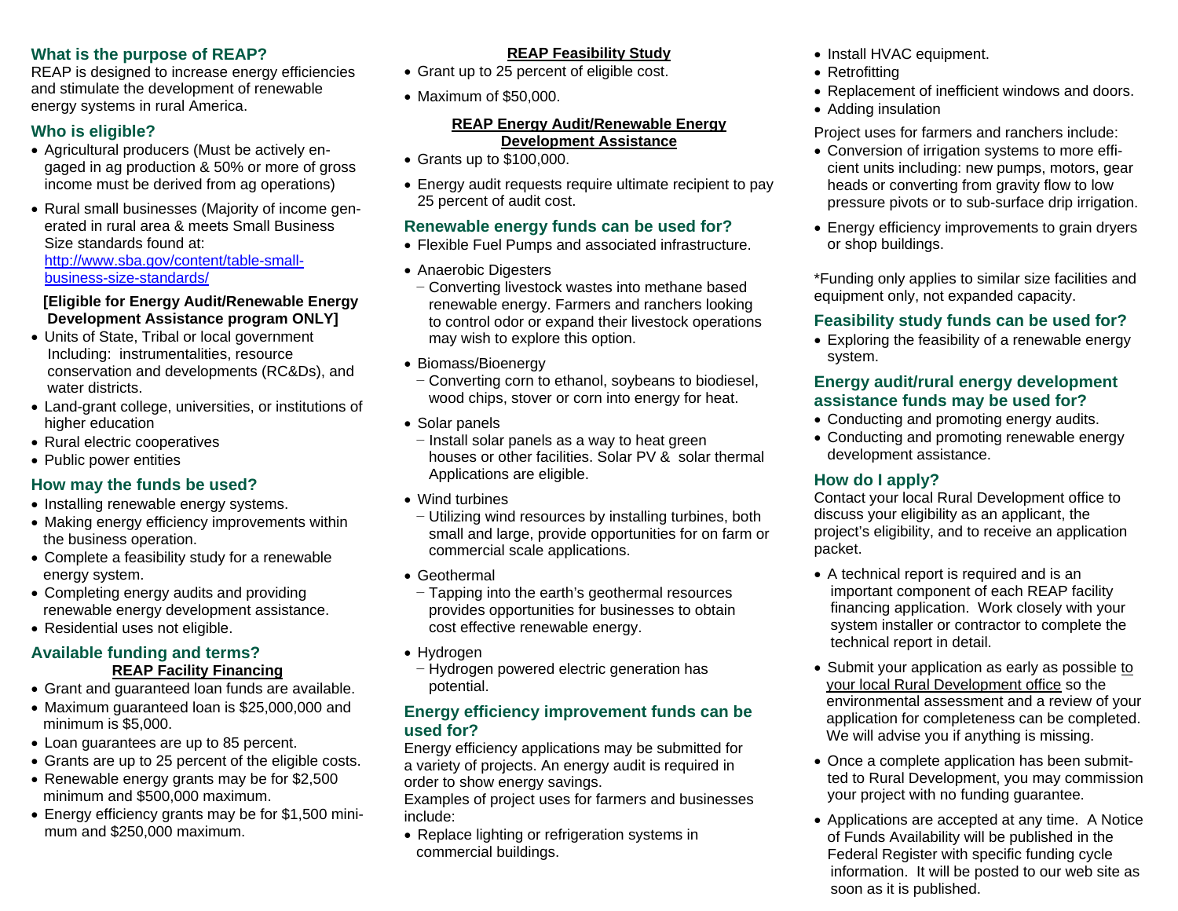## What is the purpose of REAP?

REAP is designed to increase energy efficiencies and stimulate the development of renewable energy systems in rural America.

## Who is eligible?

- Agricultural producers (Must be actively engaged in ag production & 50% or more of gross income must be derived from ag operations)
- Rural small businesses (Majority of income generated in rural area & meets Small Business Size standards found at: [http://www.sba.gov/content/table-small-business-size-standards/](http://www.sba.gov/content/table-small-business-size-standards/)

**[Eligible for Energy Audit/Renewable Energy Development Assistance program ONLY]**

- Units of State, Tribal or local government Including: instrumentalities, resource conservation and developments (RC&Ds), and water districts.
- Land-grant college, universities, or institutions of higher education
- Rural electric cooperatives
- Public power entities

## How may the funds be used?

- Installing renewable energy systems.
- Making energy efficiency improvements within the business operation.
- Complete a feasibility study for a renewable energy system.
- Completing energy audits and providing renewable energy development assistance.
- Residential uses not eligible.

## Available funding and terms?

**REAP Facility Financing**

- Grant and guaranteed loan funds are available.
- Maximum guaranteed loan is $25,000,000 and minimum is $5,000.
- Loan guarantees are up to 85 percent.
- Grants are up to 25 percent of the eligible costs.
- Renewable energy grants may be for $2,500 minimum and $500,000 maximum.
- Energy efficiency grants may be for $1,500 minimum and $250,000 maximum.

**REAP Feasibility Study**

- Grant up to 25 percent of eligible cost.
- Maximum of $50,000.

**REAP Energy Audit/Renewable Energy Development Assistance**

- Grants up to $100,000.
- Energy audit requests require ultimate recipient to pay 25 percent of audit cost.

## Renewable energy funds can be used for?

- Flexible Fuel Pumps and associated infrastructure.
- Anaerobic Digesters
  - Converting livestock wastes into methane based renewable energy. Farmers and ranchers looking to control odor or expand their livestock operations may wish to explore this option.
- Biomass/Bioenergy
  - Converting corn to ethanol, soybeans to biodiesel, wood chips, stover or corn into energy for heat.
- Solar panels
  - Install solar panels as a way to heat green houses or other facilities. Solar PV & solar thermal Applications are eligible.
- Wind turbines
  - Utilizing wind resources by installing turbines, both small and large, provide opportunities for on farm or commercial scale applications.
- Geothermal
  - Tapping into the earth's geothermal resources provides opportunities for businesses to obtain cost effective renewable energy.
- Hydrogen
  - Hydrogen powered electric generation has potential.

## Energy efficiency improvement funds can be used for?

Energy efficiency applications may be submitted for a variety of projects. An energy audit is required in order to show energy savings.
Examples of project uses for farmers and businesses include:

- Replace lighting or refrigeration systems in commercial buildings.
- Install HVAC equipment.
- Retrofitting
- Replacement of inefficient windows and doors.
- Adding insulation

Project uses for farmers and ranchers include:

- Conversion of irrigation systems to more efficient units including: new pumps, motors, gear heads or converting from gravity flow to low pressure pivots or to sub-surface drip irrigation.
- Energy efficiency improvements to grain dryers or shop buildings.

*Funding only applies to similar size facilities and equipment only, not expanded capacity.

## Feasibility study funds can be used for?

- Exploring the feasibility of a renewable energy system.

## Energy audit/rural energy development assistance funds may be used for?

- Conducting and promoting energy audits.
- Conducting and promoting renewable energy development assistance.

## How do I apply?

Contact your local Rural Development office to discuss your eligibility as an applicant, the project's eligibility, and to receive an application packet.

- A technical report is required and is an important component of each REAP facility financing application. Work closely with your system installer or contractor to complete the technical report in detail.
- Submit your application as early as possible to your local Rural Development office so the environmental assessment and a review of your application for completeness can be completed. We will advise you if anything is missing.
- Once a complete application has been submitted to Rural Development, you may commission your project with no funding guarantee.
- Applications are accepted at any time. A Notice of Funds Availability will be published in the Federal Register with specific funding cycle information. It will be posted to our web site as soon as it is published.